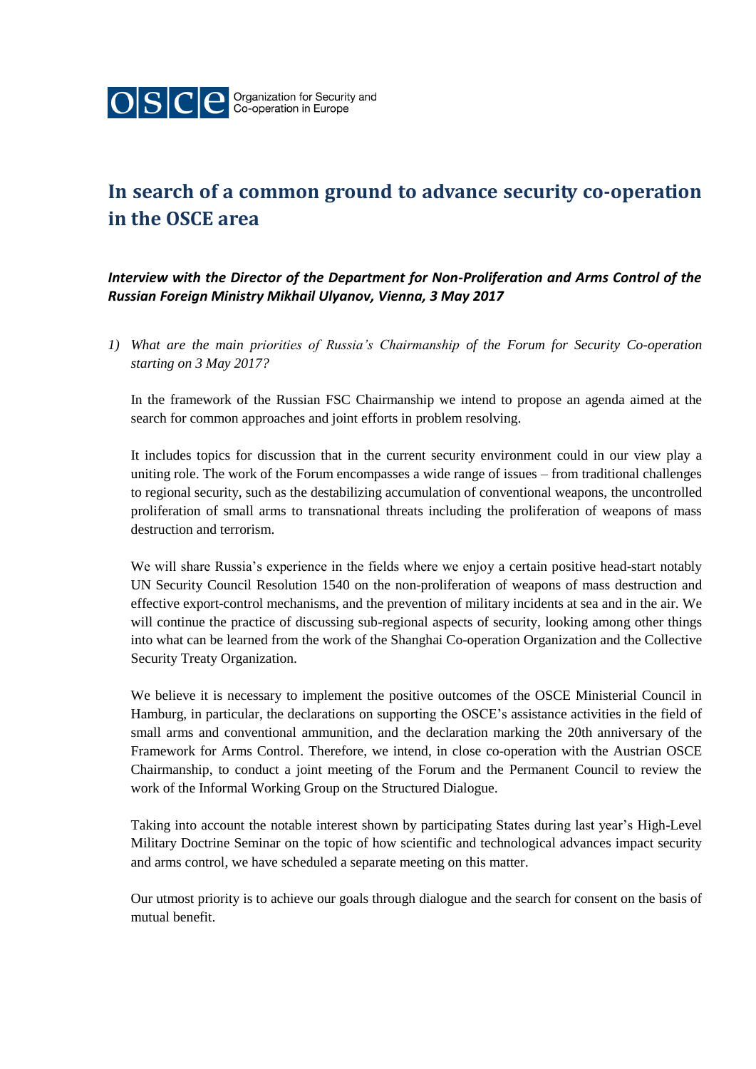OSCE Organization for Security and Co-operation in Europe

# In search of a common ground to advance security co-operation in the OSCE area

***Interview with the Director of the Department for Non-Proliferation and Arms Control of the Russian Foreign Ministry Mikhail Ulyanov, Vienna, 3 May 2017***

1) *What are the main priorities of Russia's Chairmanship of the Forum for Security Co-operation starting on 3 May 2017?*

   In the framework of the Russian FSC Chairmanship we intend to propose an agenda aimed at the search for common approaches and joint efforts in problem resolving.

   It includes topics for discussion that in the current security environment could in our view play a uniting role. The work of the Forum encompasses a wide range of issues – from traditional challenges to regional security, such as the destabilizing accumulation of conventional weapons, the uncontrolled proliferation of small arms to transnational threats including the proliferation of weapons of mass destruction and terrorism.

   We will share Russia's experience in the fields where we enjoy a certain positive head-start notably UN Security Council Resolution 1540 on the non-proliferation of weapons of mass destruction and effective export-control mechanisms, and the prevention of military incidents at sea and in the air. We will continue the practice of discussing sub-regional aspects of security, looking among other things into what can be learned from the work of the Shanghai Co-operation Organization and the Collective Security Treaty Organization.

   We believe it is necessary to implement the positive outcomes of the OSCE Ministerial Council in Hamburg, in particular, the declarations on supporting the OSCE's assistance activities in the field of small arms and conventional ammunition, and the declaration marking the 20th anniversary of the Framework for Arms Control. Therefore, we intend, in close co-operation with the Austrian OSCE Chairmanship, to conduct a joint meeting of the Forum and the Permanent Council to review the work of the Informal Working Group on the Structured Dialogue.

   Taking into account the notable interest shown by participating States during last year's High-Level Military Doctrine Seminar on the topic of how scientific and technological advances impact security and arms control, we have scheduled a separate meeting on this matter.

   Our utmost priority is to achieve our goals through dialogue and the search for consent on the basis of mutual benefit.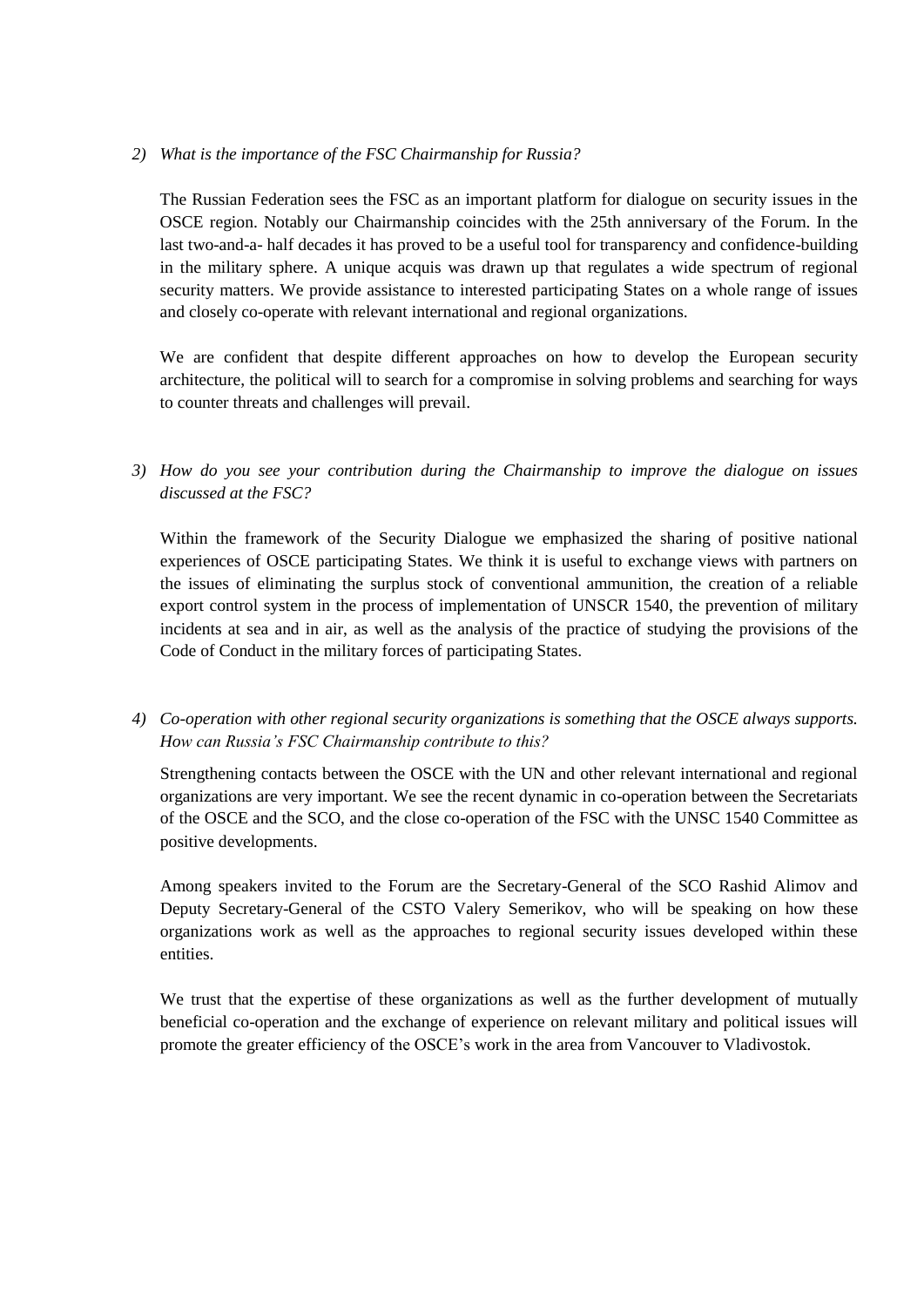*2) What is the importance of the FSC Chairmanship for Russia?*

The Russian Federation sees the FSC as an important platform for dialogue on security issues in the OSCE region. Notably our Chairmanship coincides with the 25th anniversary of the Forum. In the last two-and-a- half decades it has proved to be a useful tool for transparency and confidence-building in the military sphere. A unique acquis was drawn up that regulates a wide spectrum of regional security matters. We provide assistance to interested participating States on a whole range of issues and closely co-operate with relevant international and regional organizations.

We are confident that despite different approaches on how to develop the European security architecture, the political will to search for a compromise in solving problems and searching for ways to counter threats and challenges will prevail.

*3) How do you see your contribution during the Chairmanship to improve the dialogue on issues discussed at the FSC?*

Within the framework of the Security Dialogue we emphasized the sharing of positive national experiences of OSCE participating States. We think it is useful to exchange views with partners on the issues of eliminating the surplus stock of conventional ammunition, the creation of a reliable export control system in the process of implementation of UNSCR 1540, the prevention of military incidents at sea and in air, as well as the analysis of the practice of studying the provisions of the Code of Conduct in the military forces of participating States.

*4) Co-operation with other regional security organizations is something that the OSCE always supports. How can Russia's FSC Chairmanship contribute to this?*

Strengthening contacts between the OSCE with the UN and other relevant international and regional organizations are very important. We see the recent dynamic in co-operation between the Secretariats of the OSCE and the SCO, and the close co-operation of the FSC with the UNSC 1540 Committee as positive developments.

Among speakers invited to the Forum are the Secretary-General of the SCO Rashid Alimov and Deputy Secretary-General of the CSTO Valery Semerikov, who will be speaking on how these organizations work as well as the approaches to regional security issues developed within these entities.

We trust that the expertise of these organizations as well as the further development of mutually beneficial co-operation and the exchange of experience on relevant military and political issues will promote the greater efficiency of the OSCE's work in the area from Vancouver to Vladivostok.